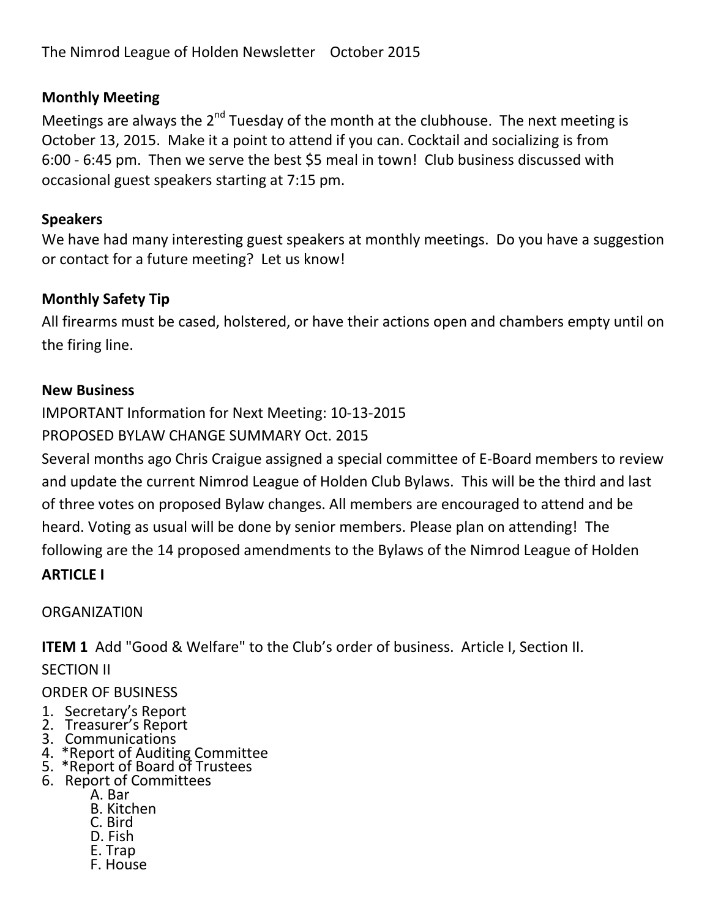The Nimrod League of Holden Newsletter October 2015

### Monthly Meeting

Meetings are always the 2nd Tuesday of the month at the clubhouse. The next meeting is October 13, 2015. Make it a point to attend if you can. Cocktail and socializing is from 6:00 - 6:45 pm. Then we serve the best $5 meal in town! Club business discussed with occasional guest speakers starting at 7:15 pm.

### Speakers

We have had many interesting guest speakers at monthly meetings. Do you have a suggestion or contact for a future meeting? Let us know!

### Monthly Safety Tip

All firearms must be cased, holstered, or have their actions open and chambers empty until on the firing line.

### New Business

IMPORTANT Information for Next Meeting: 10-13-2015

PROPOSED BYLAW CHANGE SUMMARY Oct. 2015

Several months ago Chris Craigue assigned a special committee of E-Board members to review and update the current Nimrod League of Holden Club Bylaws. This will be the third and last of three votes on proposed Bylaw changes. All members are encouraged to attend and be heard. Voting as usual will be done by senior members. Please plan on attending! The following are the 14 proposed amendments to the Bylaws of the Nimrod League of Holden

**ARTICLE I**

ORGANIZATI0N

**ITEM 1** Add "Good & Welfare" to the Club's order of business. Article I, Section II.

SECTION II

ORDER OF BUSINESS

1. Secretary's Report
2. Treasurer's Report
3. Communications
4. *Report of Auditing Committee
5. *Report of Board of Trustees
6. Report of Committees
    - A. Bar
    - B. Kitchen
    - C. Bird
    - D. Fish
    - E. Trap
    - F. House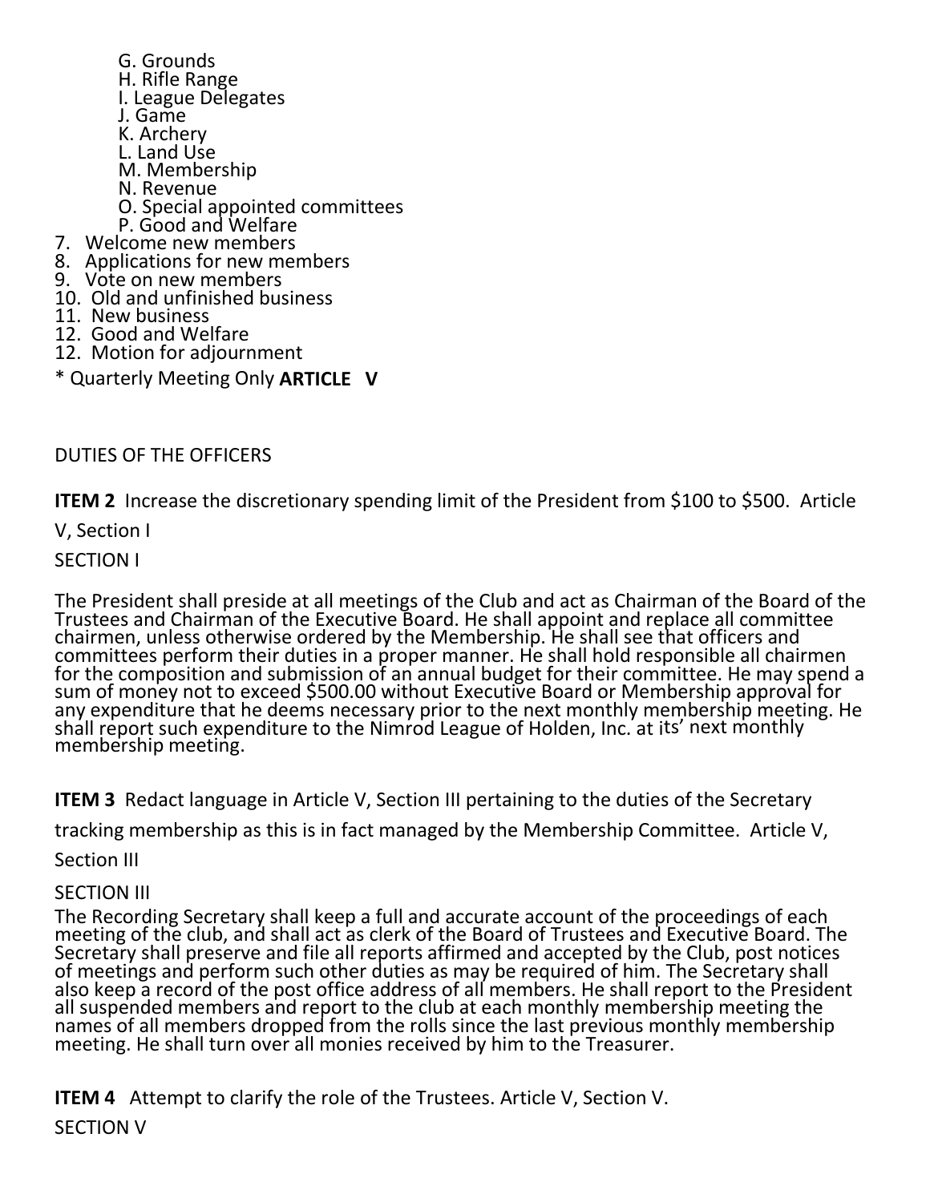G. Grounds
H. Rifle Range
I. League Delegates
J. Game
K. Archery
L. Land Use
M. Membership
N. Revenue
O. Special appointed committees
P. Good and Welfare

7. Welcome new members
8. Applications for new members
9. Vote on new members
10. Old and unfinished business
11. New business
12. Good and Welfare
12. Motion for adjournment

\* Quarterly Meeting Only **ARTICLE V**

DUTIES OF THE OFFICERS

**ITEM 2** Increase the discretionary spending limit of the President from $100 to $500. Article V, Section I

SECTION I

The President shall preside at all meetings of the Club and act as Chairman of the Board of the Trustees and Chairman of the Executive Board. He shall appoint and replace all committee chairmen, unless otherwise ordered by the Membership. He shall see that officers and committees perform their duties in a proper manner. He shall hold responsible all chairmen for the composition and submission of an annual budget for their committee. He may spend a sum of money not to exceed $500.00 without Executive Board or Membership approval for any expenditure that he deems necessary prior to the next monthly membership meeting. He shall report such expenditure to the Nimrod League of Holden, Inc. at its' next monthly membership meeting.

**ITEM 3** Redact language in Article V, Section III pertaining to the duties of the Secretary tracking membership as this is in fact managed by the Membership Committee. Article V, Section III

SECTION III

The Recording Secretary shall keep a full and accurate account of the proceedings of each meeting of the club, and shall act as clerk of the Board of Trustees and Executive Board. The Secretary shall preserve and file all reports affirmed and accepted by the Club, post notices of meetings and perform such other duties as may be required of him. The Secretary shall also keep a record of the post office address of all members. He shall report to the President all suspended members and report to the club at each monthly membership meeting the names of all members dropped from the rolls since the last previous monthly membership meeting. He shall turn over all monies received by him to the Treasurer.

**ITEM 4** Attempt to clarify the role of the Trustees. Article V, Section V.

SECTION V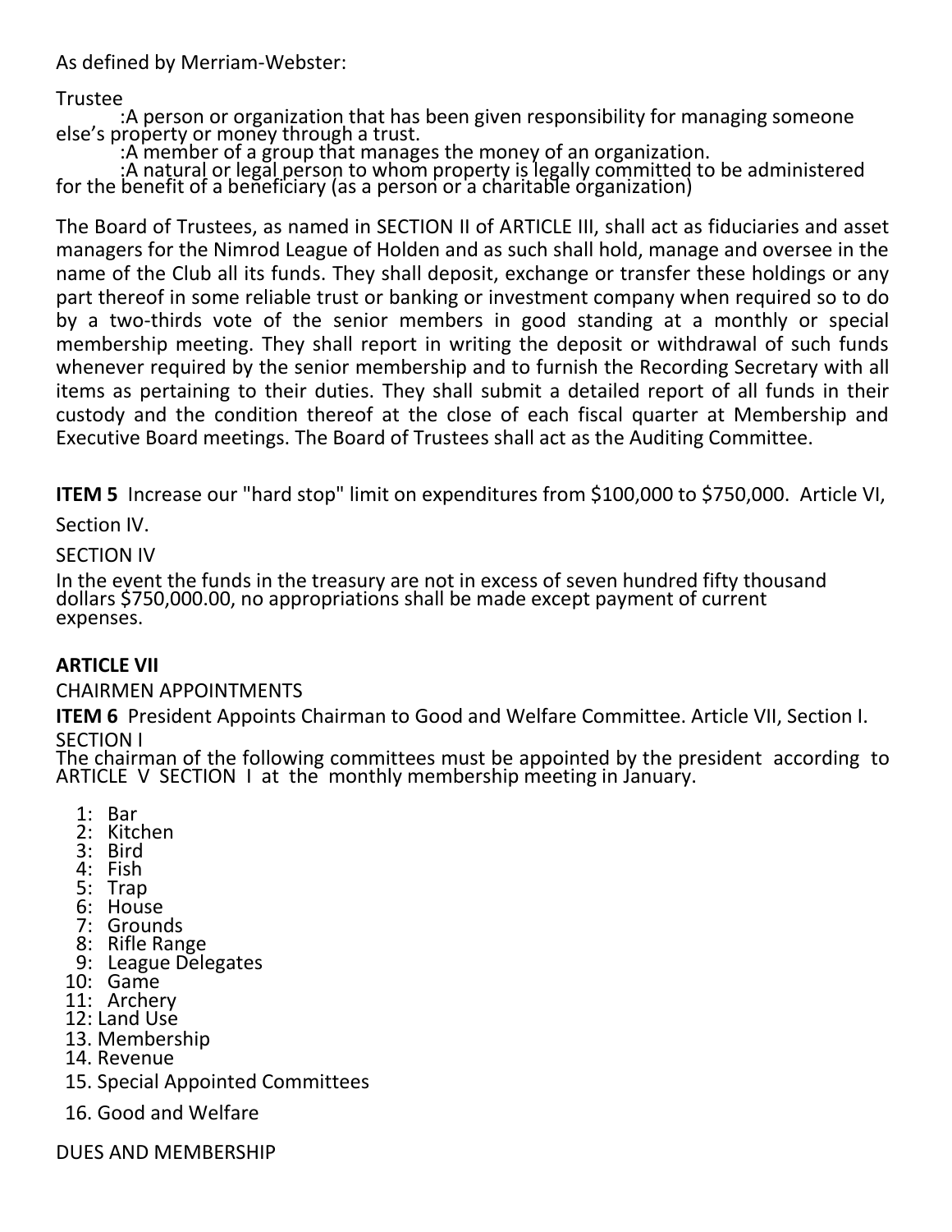As defined by Merriam-Webster:

Trustee

:A person or organization that has been given responsibility for managing someone else's property or money through a trust.

:A member of a group that manages the money of an organization.

:A natural or legal person to whom property is legally committed to be administered for the benefit of a beneficiary (as a person or a charitable organization)

The Board of Trustees, as named in SECTION II of ARTICLE III, shall act as fiduciaries and asset managers for the Nimrod League of Holden and as such shall hold, manage and oversee in the name of the Club all its funds. They shall deposit, exchange or transfer these holdings or any part thereof in some reliable trust or banking or investment company when required so to do by a two-thirds vote of the senior members in good standing at a monthly or special membership meeting. They shall report in writing the deposit or withdrawal of such funds whenever required by the senior membership and to furnish the Recording Secretary with all items as pertaining to their duties. They shall submit a detailed report of all funds in their custody and the condition thereof at the close of each fiscal quarter at Membership and Executive Board meetings. The Board of Trustees shall act as the Auditing Committee.

**ITEM 5** Increase our "hard stop" limit on expenditures from $100,000 to $750,000. Article VI, Section IV.

SECTION IV

In the event the funds in the treasury are not in excess of seven hundred fifty thousand dollars $750,000.00, no appropriations shall be made except payment of current expenses.

**ARTICLE VII**

CHAIRMEN APPOINTMENTS

**ITEM 6** President Appoints Chairman to Good and Welfare Committee. Article VII, Section I.

SECTION I

The chairman of the following committees must be appointed by the president according to ARTICLE V SECTION I at the monthly membership meeting in January.

1: Bar
2: Kitchen
3: Bird
4: Fish
5: Trap
6: House
7: Grounds
8: Rifle Range
9: League Delegates
10: Game
11: Archery
12: Land Use
13. Membership
14. Revenue
15. Special Appointed Committees
16. Good and Welfare

DUES AND MEMBERSHIP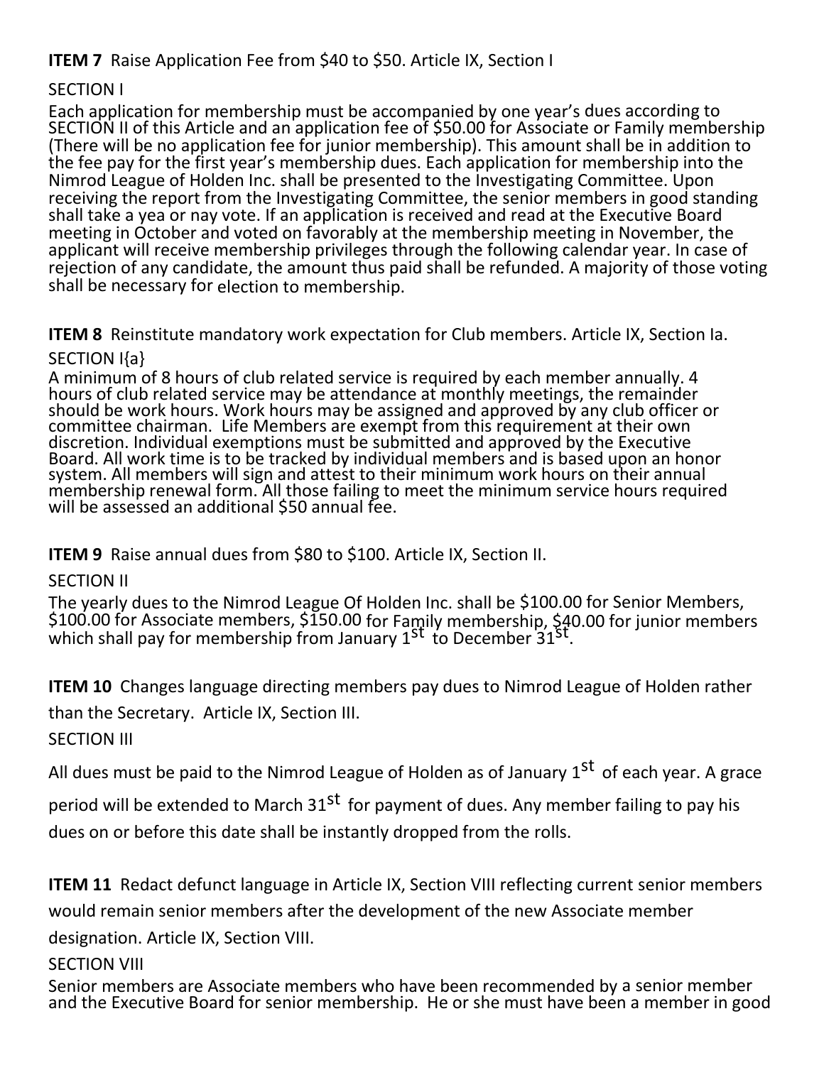**ITEM 7** Raise Application Fee from $40 to $50. Article IX, Section I

SECTION I

Each application for membership must be accompanied by one year's dues according to SECTION II of this Article and an application fee of $50.00 for Associate or Family membership (There will be no application fee for junior membership). This amount shall be in addition to the fee pay for the first year's membership dues. Each application for membership into the Nimrod League of Holden Inc. shall be presented to the Investigating Committee. Upon receiving the report from the Investigating Committee, the senior members in good standing shall take a yea or nay vote. If an application is received and read at the Executive Board meeting in October and voted on favorably at the membership meeting in November, the applicant will receive membership privileges through the following calendar year. In case of rejection of any candidate, the amount thus paid shall be refunded. A majority of those voting shall be necessary for election to membership.

**ITEM 8** Reinstitute mandatory work expectation for Club members. Article IX, Section Ia.

SECTION I{a}

A minimum of 8 hours of club related service is required by each member annually. 4 hours of club related service may be attendance at monthly meetings, the remainder should be work hours. Work hours may be assigned and approved by any club officer or committee chairman. Life Members are exempt from this requirement at their own discretion. Individual exemptions must be submitted and approved by the Executive Board. All work time is to be tracked by individual members and is based upon an honor system. All members will sign and attest to their minimum work hours on their annual membership renewal form. All those failing to meet the minimum service hours required will be assessed an additional $50 annual fee.

**ITEM 9** Raise annual dues from $80 to $100. Article IX, Section II.

SECTION II

The yearly dues to the Nimrod League Of Holden Inc. shall be $100.00 for Senior Members, $100.00 for Associate members, $150.00 for Family membership, $40.00 for junior members which shall pay for membership from January 1st to December 31st.

**ITEM 10** Changes language directing members pay dues to Nimrod League of Holden rather than the Secretary. Article IX, Section III.

SECTION III

All dues must be paid to the Nimrod League of Holden as of January 1st of each year. A grace period will be extended to March 31st for payment of dues. Any member failing to pay his dues on or before this date shall be instantly dropped from the rolls.

**ITEM 11** Redact defunct language in Article IX, Section VIII reflecting current senior members would remain senior members after the development of the new Associate member designation. Article IX, Section VIII.

SECTION VIII

Senior members are Associate members who have been recommended by a senior member and the Executive Board for senior membership. He or she must have been a member in good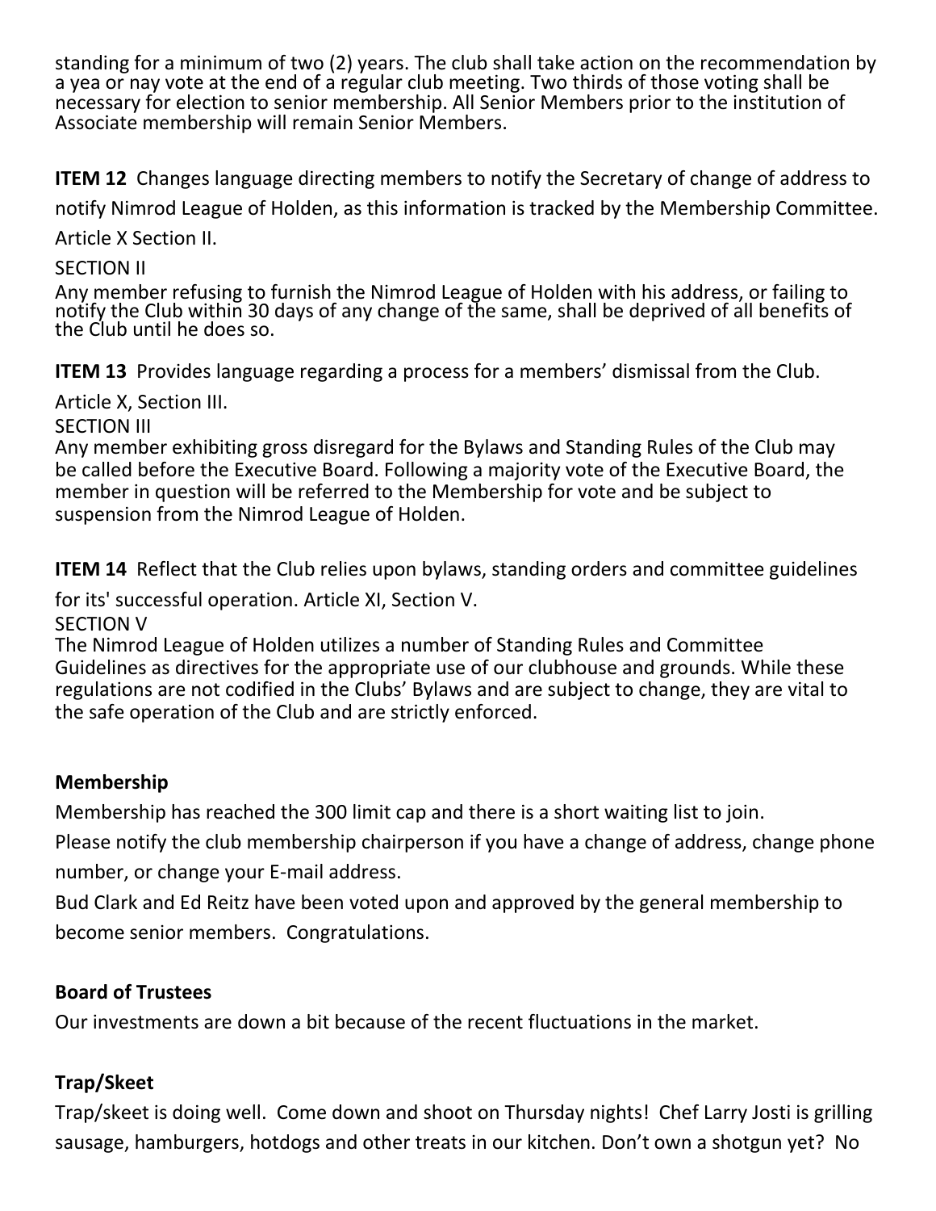standing for a minimum of two (2) years. The club shall take action on the recommendation by a yea or nay vote at the end of a regular club meeting. Two thirds of those voting shall be necessary for election to senior membership. All Senior Members prior to the institution of Associate membership will remain Senior Members.

**ITEM 12** Changes language directing members to notify the Secretary of change of address to notify Nimrod League of Holden, as this information is tracked by the Membership Committee. Article X Section II.

SECTION II

Any member refusing to furnish the Nimrod League of Holden with his address, or failing to notify the Club within 30 days of any change of the same, shall be deprived of all benefits of the Club until he does so.

**ITEM 13** Provides language regarding a process for a members' dismissal from the Club.

Article X, Section III.

SECTION III

Any member exhibiting gross disregard for the Bylaws and Standing Rules of the Club may be called before the Executive Board. Following a majority vote of the Executive Board, the member in question will be referred to the Membership for vote and be subject to suspension from the Nimrod League of Holden.

**ITEM 14** Reflect that the Club relies upon bylaws, standing orders and committee guidelines for its' successful operation. Article XI, Section V.

SECTION V

The Nimrod League of Holden utilizes a number of Standing Rules and Committee Guidelines as directives for the appropriate use of our clubhouse and grounds. While these regulations are not codified in the Clubs' Bylaws and are subject to change, they are vital to the safe operation of the Club and are strictly enforced.

### Membership

Membership has reached the 300 limit cap and there is a short waiting list to join.

Please notify the club membership chairperson if you have a change of address, change phone number, or change your E-mail address.

Bud Clark and Ed Reitz have been voted upon and approved by the general membership to become senior members. Congratulations.

### Board of Trustees

Our investments are down a bit because of the recent fluctuations in the market.

### Trap/Skeet

Trap/skeet is doing well. Come down and shoot on Thursday nights! Chef Larry Josti is grilling sausage, hamburgers, hotdogs and other treats in our kitchen. Don't own a shotgun yet? No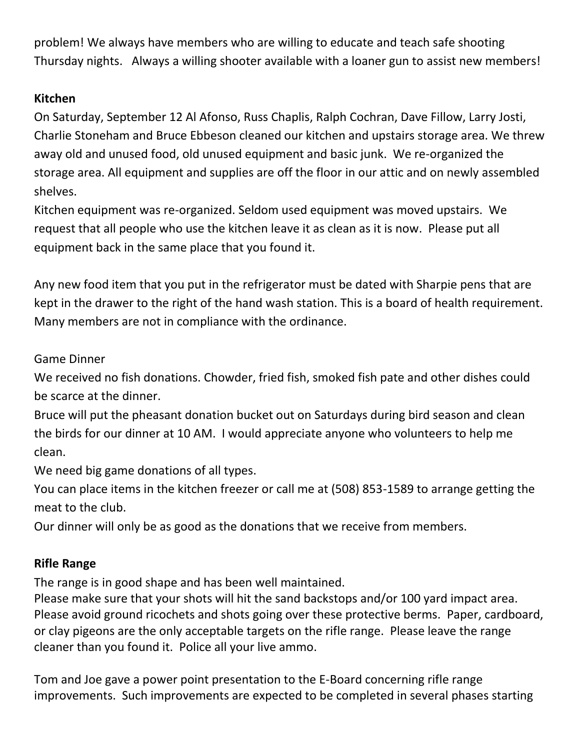problem! We always have members who are willing to educate and teach safe shooting Thursday nights. Always a willing shooter available with a loaner gun to assist new members!

**Kitchen**

On Saturday, September 12 Al Afonso, Russ Chaplis, Ralph Cochran, Dave Fillow, Larry Josti, Charlie Stoneham and Bruce Ebbeson cleaned our kitchen and upstairs storage area. We threw away old and unused food, old unused equipment and basic junk. We re-organized the storage area. All equipment and supplies are off the floor in our attic and on newly assembled shelves.

Kitchen equipment was re-organized. Seldom used equipment was moved upstairs. We request that all people who use the kitchen leave it as clean as it is now. Please put all equipment back in the same place that you found it.

Any new food item that you put in the refrigerator must be dated with Sharpie pens that are kept in the drawer to the right of the hand wash station. This is a board of health requirement. Many members are not in compliance with the ordinance.

Game Dinner

We received no fish donations. Chowder, fried fish, smoked fish pate and other dishes could be scarce at the dinner.

Bruce will put the pheasant donation bucket out on Saturdays during bird season and clean the birds for our dinner at 10 AM. I would appreciate anyone who volunteers to help me clean.

We need big game donations of all types.

You can place items in the kitchen freezer or call me at (508) 853-1589 to arrange getting the meat to the club.

Our dinner will only be as good as the donations that we receive from members.

**Rifle Range**

The range is in good shape and has been well maintained.

Please make sure that your shots will hit the sand backstops and/or 100 yard impact area. Please avoid ground ricochets and shots going over these protective berms. Paper, cardboard, or clay pigeons are the only acceptable targets on the rifle range. Please leave the range cleaner than you found it. Police all your live ammo.

Tom and Joe gave a power point presentation to the E-Board concerning rifle range improvements. Such improvements are expected to be completed in several phases starting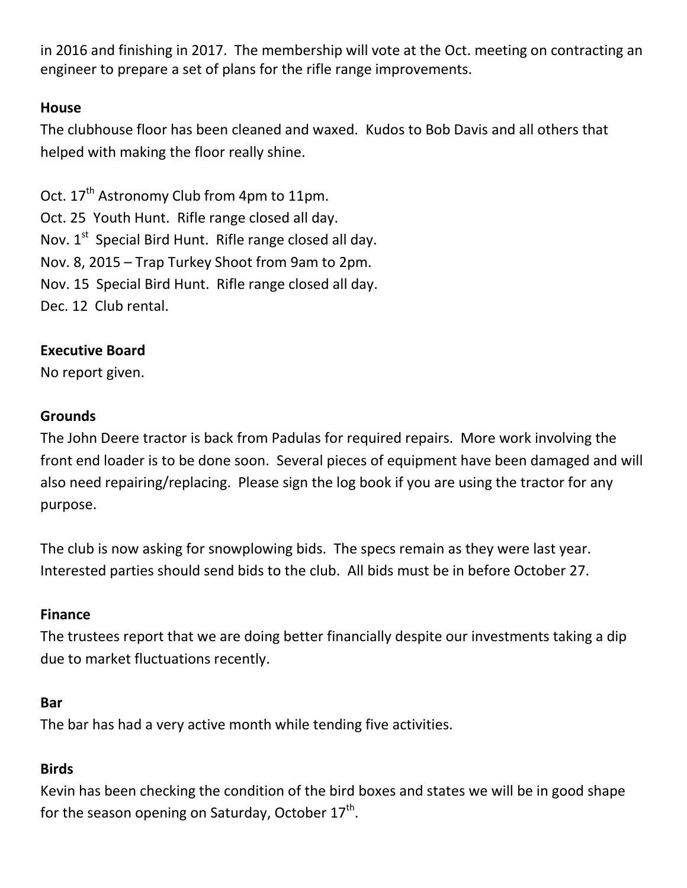in 2016 and finishing in 2017. The membership will vote at the Oct. meeting on contracting an engineer to prepare a set of plans for the rifle range improvements.

**House**

The clubhouse floor has been cleaned and waxed. Kudos to Bob Davis and all others that helped with making the floor really shine.

Oct. 17th Astronomy Club from 4pm to 11pm.
Oct. 25 Youth Hunt. Rifle range closed all day.
Nov. 1st Special Bird Hunt. Rifle range closed all day.
Nov. 8, 2015 – Trap Turkey Shoot from 9am to 2pm.
Nov. 15 Special Bird Hunt. Rifle range closed all day.
Dec. 12 Club rental.

**Executive Board**

No report given.

**Grounds**

The John Deere tractor is back from Padulas for required repairs. More work involving the front end loader is to be done soon. Several pieces of equipment have been damaged and will also need repairing/replacing. Please sign the log book if you are using the tractor for any purpose.

The club is now asking for snowplowing bids. The specs remain as they were last year. Interested parties should send bids to the club. All bids must be in before October 27.

**Finance**

The trustees report that we are doing better financially despite our investments taking a dip due to market fluctuations recently.

**Bar**

The bar has had a very active month while tending five activities.

**Birds**

Kevin has been checking the condition of the bird boxes and states we will be in good shape for the season opening on Saturday, October 17th.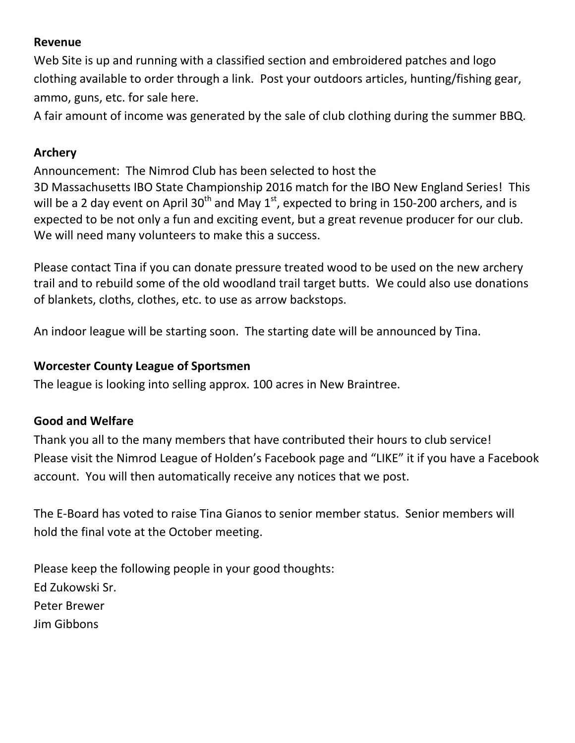**Revenue**

Web Site is up and running with a classified section and embroidered patches and logo clothing available to order through a link. Post your outdoors articles, hunting/fishing gear, ammo, guns, etc. for sale here.

A fair amount of income was generated by the sale of club clothing during the summer BBQ.

**Archery**

Announcement: The Nimrod Club has been selected to host the 3D Massachusetts IBO State Championship 2016 match for the IBO New England Series! This will be a 2 day event on April 30th and May 1st, expected to bring in 150-200 archers, and is expected to be not only a fun and exciting event, but a great revenue producer for our club. We will need many volunteers to make this a success.

Please contact Tina if you can donate pressure treated wood to be used on the new archery trail and to rebuild some of the old woodland trail target butts. We could also use donations of blankets, cloths, clothes, etc. to use as arrow backstops.

An indoor league will be starting soon. The starting date will be announced by Tina.

**Worcester County League of Sportsmen**

The league is looking into selling approx. 100 acres in New Braintree.

**Good and Welfare**

Thank you all to the many members that have contributed their hours to club service!

Please visit the Nimrod League of Holden's Facebook page and "LIKE" it if you have a Facebook account. You will then automatically receive any notices that we post.

The E-Board has voted to raise Tina Gianos to senior member status. Senior members will hold the final vote at the October meeting.

Please keep the following people in your good thoughts:

Ed Zukowski Sr.  
Peter Brewer  
Jim Gibbons